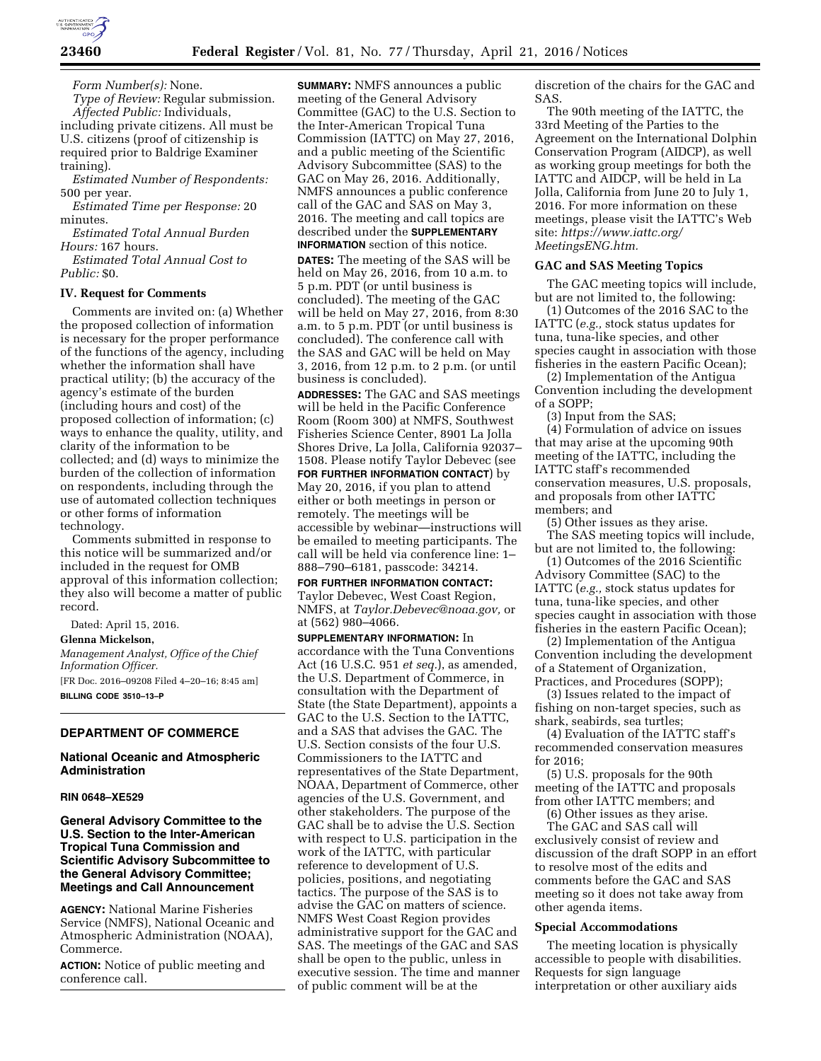*Form Number(s):* None.

*Type of Review:* Regular submission.

*Affected Public:* Individuals, including private citizens. All must be U.S. citizens (proof of citizenship is required prior to Baldrige Examiner training).

*Estimated Number of Respondents:* 500 per year.

*Estimated Time per Response:* 20 minutes.

*Estimated Total Annual Burden Hours:* 167 hours.

*Estimated Total Annual Cost to Public:* $0.

## IV. Request for Comments

Comments are invited on: (a) Whether the proposed collection of information is necessary for the proper performance of the functions of the agency, including whether the information shall have practical utility; (b) the accuracy of the agency's estimate of the burden (including hours and cost) of the proposed collection of information; (c) ways to enhance the quality, utility, and clarity of the information to be collected; and (d) ways to minimize the burden of the collection of information on respondents, including through the use of automated collection techniques or other forms of information technology.

Comments submitted in response to this notice will be summarized and/or included in the request for OMB approval of this information collection; they also will become a matter of public record.

Dated: April 15, 2016.

**Glenna Mickelson,**

*Management Analyst, Office of the Chief Information Officer.*

[FR Doc. 2016–09208 Filed 4–20–16; 8:45 am]

**BILLING CODE 3510–13–P**

---

# DEPARTMENT OF COMMERCE

## National Oceanic and Atmospheric Administration

**RIN 0648–XE529**

## General Advisory Committee to the U.S. Section to the Inter-American Tropical Tuna Commission and Scientific Advisory Subcommittee to the General Advisory Committee; Meetings and Call Announcement

**AGENCY:** National Marine Fisheries Service (NMFS), National Oceanic and Atmospheric Administration (NOAA), Commerce.

**ACTION:** Notice of public meeting and conference call.

**SUMMARY:** NMFS announces a public meeting of the General Advisory Committee (GAC) to the U.S. Section to the Inter-American Tropical Tuna Commission (IATTC) on May 27, 2016, and a public meeting of the Scientific Advisory Subcommittee (SAS) to the GAC on May 26, 2016. Additionally, NMFS announces a public conference call of the GAC and SAS on May 3, 2016. The meeting and call topics are described under the **SUPPLEMENTARY INFORMATION** section of this notice.

**DATES:** The meeting of the SAS will be held on May 26, 2016, from 10 a.m. to 5 p.m. PDT (or until business is concluded). The meeting of the GAC will be held on May 27, 2016, from 8:30 a.m. to 5 p.m. PDT (or until business is concluded). The conference call with the SAS and GAC will be held on May 3, 2016, from 12 p.m. to 2 p.m. (or until business is concluded).

**ADDRESSES:** The GAC and SAS meetings will be held in the Pacific Conference Room (Room 300) at NMFS, Southwest Fisheries Science Center, 8901 La Jolla Shores Drive, La Jolla, California 92037–1508. Please notify Taylor Debevec (see **FOR FURTHER INFORMATION CONTACT**) by May 20, 2016, if you plan to attend either or both meetings in person or remotely. The meetings will be accessible by webinar—instructions will be emailed to meeting participants. The call will be held via conference line: 1–888–790–6181, passcode: 34214.

**FOR FURTHER INFORMATION CONTACT:** Taylor Debevec, West Coast Region, NMFS, at *Taylor.Debevec@noaa.gov,* or at (562) 980–4066.

**SUPPLEMENTARY INFORMATION:** In accordance with the Tuna Conventions Act (16 U.S.C. 951 *et seq.*), as amended, the U.S. Department of Commerce, in consultation with the Department of State (the State Department), appoints a GAC to the U.S. Section to the IATTC, and a SAS that advises the GAC. The U.S. Section consists of the four U.S. Commissioners to the IATTC and representatives of the State Department, NOAA, Department of Commerce, other agencies of the U.S. Government, and other stakeholders. The purpose of the GAC shall be to advise the U.S. Section with respect to U.S. participation in the work of the IATTC, with particular reference to development of U.S. policies, positions, and negotiating tactics. The purpose of the SAS is to advise the GAC on matters of science. NMFS West Coast Region provides administrative support for the GAC and SAS. The meetings of the GAC and SAS shall be open to the public, unless in executive session. The time and manner of public comment will be at the discretion of the chairs for the GAC and SAS.

The 90th meeting of the IATTC, the 33rd Meeting of the Parties to the Agreement on the International Dolphin Conservation Program (AIDCP), as well as working group meetings for both the IATTC and AIDCP, will be held in La Jolla, California from June 20 to July 1, 2016. For more information on these meetings, please visit the IATTC's Web site: *https://www.iattc.org/MeetingsENG.htm.*

### GAC and SAS Meeting Topics

The GAC meeting topics will include, but are not limited to, the following:

(1) Outcomes of the 2016 SAC to the IATTC (*e.g.,* stock status updates for tuna, tuna-like species, and other species caught in association with those fisheries in the eastern Pacific Ocean);

(2) Implementation of the Antigua Convention including the development of a SOPP;

(3) Input from the SAS;

(4) Formulation of advice on issues that may arise at the upcoming 90th meeting of the IATTC, including the IATTC staff's recommended conservation measures, U.S. proposals, and proposals from other IATTC members; and

(5) Other issues as they arise.

The SAS meeting topics will include, but are not limited to, the following:

(1) Outcomes of the 2016 Scientific Advisory Committee (SAC) to the IATTC (*e.g.,* stock status updates for tuna, tuna-like species, and other species caught in association with those fisheries in the eastern Pacific Ocean);

(2) Implementation of the Antigua Convention including the development of a Statement of Organization, Practices, and Procedures (SOPP);

(3) Issues related to the impact of fishing on non-target species, such as shark, seabirds, sea turtles;

(4) Evaluation of the IATTC staff's recommended conservation measures for 2016;

(5) U.S. proposals for the 90th meeting of the IATTC and proposals from other IATTC members; and

(6) Other issues as they arise.

The GAC and SAS call will exclusively consist of review and discussion of the draft SOPP in an effort to resolve most of the edits and comments before the GAC and SAS meeting so it does not take away from other agenda items.

### Special Accommodations

The meeting location is physically accessible to people with disabilities. Requests for sign language interpretation or other auxiliary aids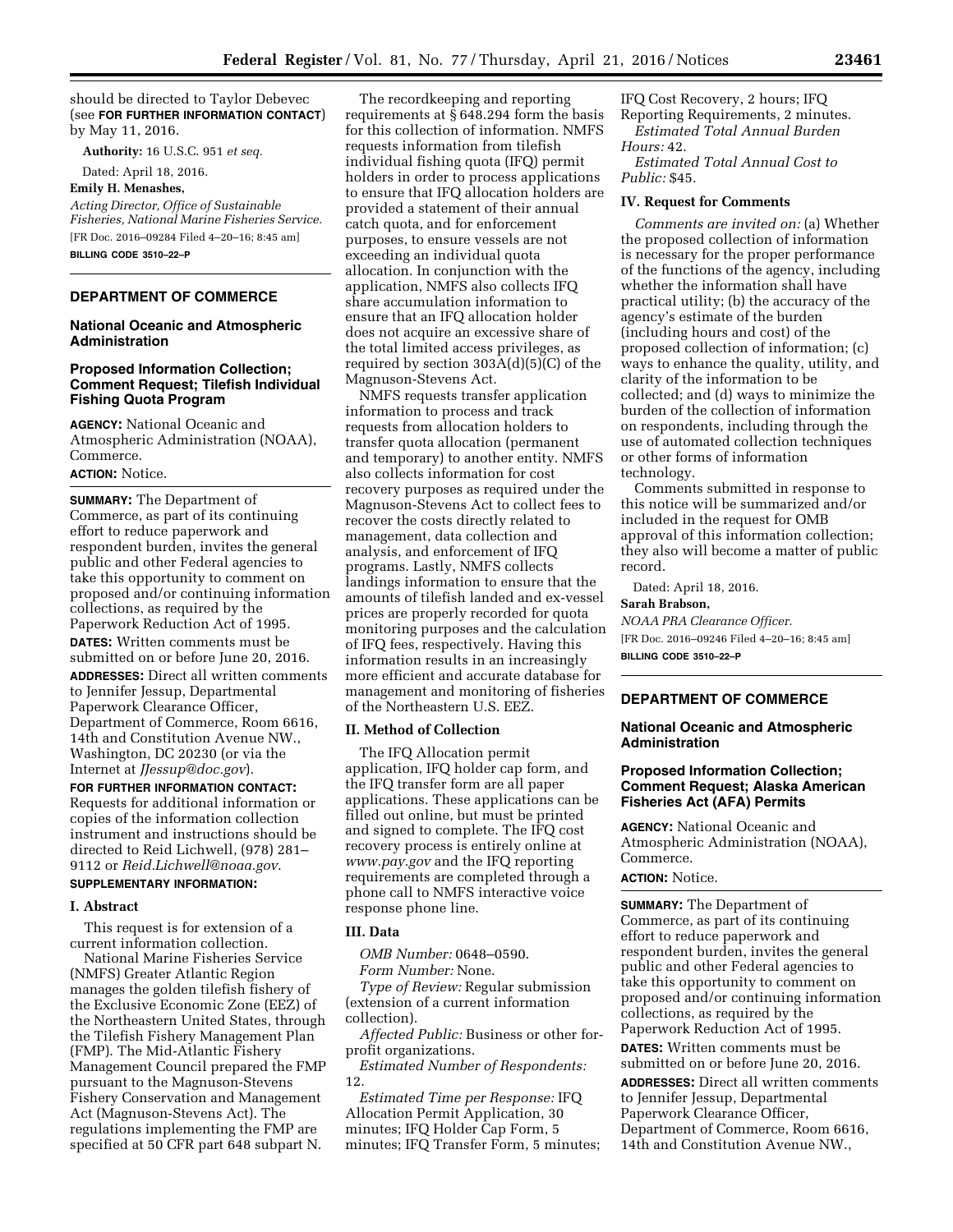should be directed to Taylor Debevec (see **FOR FURTHER INFORMATION CONTACT**) by May 11, 2016.

**Authority:** 16 U.S.C. 951 *et seq.*

Dated: April 18, 2016.

**Emily H. Menashes,**

*Acting Director, Office of Sustainable Fisheries, National Marine Fisheries Service.*

[FR Doc. 2016–09284 Filed 4–20–16; 8:45 am]

**BILLING CODE 3510–22–P**

---

## DEPARTMENT OF COMMERCE

### National Oceanic and Atmospheric Administration

### Proposed Information Collection; Comment Request; Tilefish Individual Fishing Quota Program

**AGENCY:** National Oceanic and Atmospheric Administration (NOAA), Commerce.

**ACTION:** Notice.

**SUMMARY:** The Department of Commerce, as part of its continuing effort to reduce paperwork and respondent burden, invites the general public and other Federal agencies to take this opportunity to comment on proposed and/or continuing information collections, as required by the Paperwork Reduction Act of 1995.

**DATES:** Written comments must be submitted on or before June 20, 2016.

**ADDRESSES:** Direct all written comments to Jennifer Jessup, Departmental Paperwork Clearance Officer, Department of Commerce, Room 6616, 14th and Constitution Avenue NW., Washington, DC 20230 (or via the Internet at *JJessup@doc.gov*).

**FOR FURTHER INFORMATION CONTACT:** Requests for additional information or copies of the information collection instrument and instructions should be directed to Reid Lichwell, (978) 281–9112 or *Reid.Lichwell@noaa.gov*.

**SUPPLEMENTARY INFORMATION:**

#### I. Abstract

This request is for extension of a current information collection.

National Marine Fisheries Service (NMFS) Greater Atlantic Region manages the golden tilefish fishery of the Exclusive Economic Zone (EEZ) of the Northeastern United States, through the Tilefish Fishery Management Plan (FMP). The Mid-Atlantic Fishery Management Council prepared the FMP pursuant to the Magnuson-Stevens Fishery Conservation and Management Act (Magnuson-Stevens Act). The regulations implementing the FMP are specified at 50 CFR part 648 subpart N.

The recordkeeping and reporting requirements at § 648.294 form the basis for this collection of information. NMFS requests information from tilefish individual fishing quota (IFQ) permit holders in order to process applications to ensure that IFQ allocation holders are provided a statement of their annual catch quota, and for enforcement purposes, to ensure vessels are not exceeding an individual quota allocation. In conjunction with the application, NMFS also collects IFQ share accumulation information to ensure that an IFQ allocation holder does not acquire an excessive share of the total limited access privileges, as required by section 303A(d)(5)(C) of the Magnuson-Stevens Act.

NMFS requests transfer application information to process and track requests from allocation holders to transfer quota allocation (permanent and temporary) to another entity. NMFS also collects information for cost recovery purposes as required under the Magnuson-Stevens Act to collect fees to recover the costs directly related to management, data collection and analysis, and enforcement of IFQ programs. Lastly, NMFS collects landings information to ensure that the amounts of tilefish landed and ex-vessel prices are properly recorded for quota monitoring purposes and the calculation of IFQ fees, respectively. Having this information results in an increasingly more efficient and accurate database for management and monitoring of fisheries of the Northeastern U.S. EEZ.

#### II. Method of Collection

The IFQ Allocation permit application, IFQ holder cap form, and the IFQ transfer form are all paper applications. These applications can be filled out online, but must be printed and signed to complete. The IFQ cost recovery process is entirely online at *www.pay.gov* and the IFQ reporting requirements are completed through a phone call to NMFS interactive voice response phone line.

#### III. Data

*OMB Number:* 0648–0590.

*Form Number:* None.

*Type of Review:* Regular submission (extension of a current information collection).

*Affected Public:* Business or other for-profit organizations.

*Estimated Number of Respondents:* 12.

*Estimated Time per Response:* IFQ Allocation Permit Application, 30 minutes; IFQ Holder Cap Form, 5 minutes; IFQ Transfer Form, 5 minutes; IFQ Cost Recovery, 2 hours; IFQ Reporting Requirements, 2 minutes.

*Estimated Total Annual Burden Hours:* 42.

*Estimated Total Annual Cost to Public:* $45.

#### IV. Request for Comments

*Comments are invited on:* (a) Whether the proposed collection of information is necessary for the proper performance of the functions of the agency, including whether the information shall have practical utility; (b) the accuracy of the agency's estimate of the burden (including hours and cost) of the proposed collection of information; (c) ways to enhance the quality, utility, and clarity of the information to be collected; and (d) ways to minimize the burden of the collection of information on respondents, including through the use of automated collection techniques or other forms of information technology.

Comments submitted in response to this notice will be summarized and/or included in the request for OMB approval of this information collection; they also will become a matter of public record.

Dated: April 18, 2016.

**Sarah Brabson,**

*NOAA PRA Clearance Officer.*

[FR Doc. 2016–09246 Filed 4–20–16; 8:45 am]

**BILLING CODE 3510–22–P**

---

## DEPARTMENT OF COMMERCE

### National Oceanic and Atmospheric Administration

### Proposed Information Collection; Comment Request; Alaska American Fisheries Act (AFA) Permits

**AGENCY:** National Oceanic and Atmospheric Administration (NOAA), Commerce.

**ACTION:** Notice.

**SUMMARY:** The Department of Commerce, as part of its continuing effort to reduce paperwork and respondent burden, invites the general public and other Federal agencies to take this opportunity to comment on proposed and/or continuing information collections, as required by the Paperwork Reduction Act of 1995.

**DATES:** Written comments must be submitted on or before June 20, 2016.

**ADDRESSES:** Direct all written comments to Jennifer Jessup, Departmental Paperwork Clearance Officer, Department of Commerce, Room 6616, 14th and Constitution Avenue NW.,